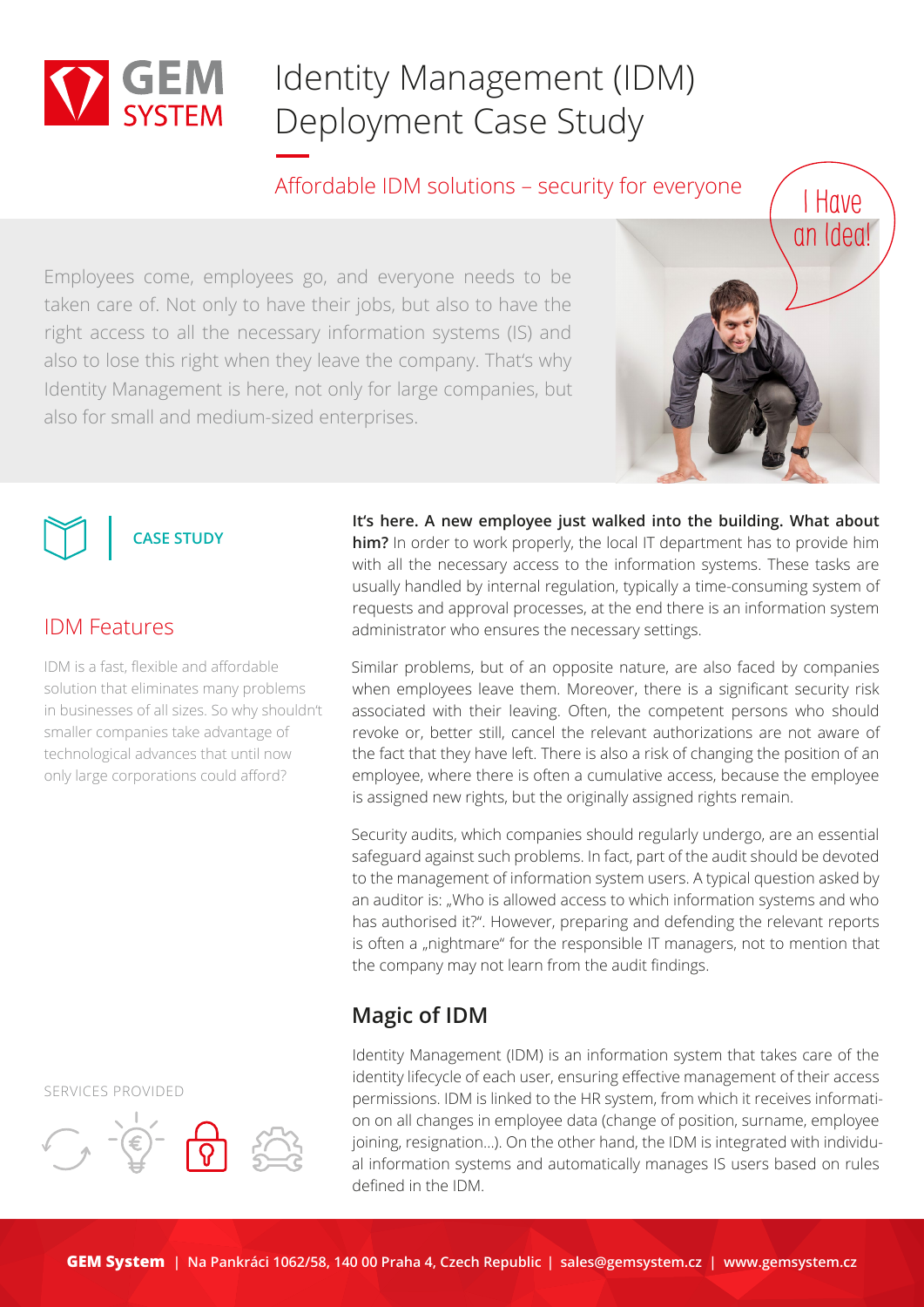# Identity Management (IDM) Deployment Case Study

Affordable IDM solutions – security for everyone

Employees come, employees go, and everyone needs to be taken care of. Not only to have their jobs, but also to have the right access to all the necessary information systems (IS) and also to lose this right when they leave the company. That's why Identity Management is here, not only for large companies, but also for small and medium-sized enterprises.

**CASE STUDY**

## IDM Features

IDM is a fast, flexible and affordable solution that eliminates many problems in businesses of all sizes. So why shouldn't smaller companies take advantage of technological advances that until now only large corporations could afford?

**It's here. A new employee just walked into the building. What about him?** In order to work properly, the local IT department has to provide him with all the necessary access to the information systems. These tasks are usually handled by internal regulation, typically a time-consuming system of requests and approval processes, at the end there is an information system administrator who ensures the necessary settings.

Similar problems, but of an opposite nature, are also faced by companies when employees leave them. Moreover, there is a significant security risk associated with their leaving. Often, the competent persons who should revoke or, better still, cancel the relevant authorizations are not aware of the fact that they have left. There is also a risk of changing the position of an employee, where there is often a cumulative access, because the employee is assigned new rights, but the originally assigned rights remain.

Security audits, which companies should regularly undergo, are an essential safeguard against such problems. In fact, part of the audit should be devoted to the management of information system users. A typical question asked by an auditor is: „Who is allowed access to which information systems and who has authorised it?". However, preparing and defending the relevant reports is often a „nightmare" for the responsible IT managers, not to mention that the company may not learn from the audit findings.

## Magic of IDM

Identity Management (IDM) is an information system that takes care of the identity lifecycle of each user, ensuring effective management of their access permissions. IDM is linked to the HR system, from which it receives information on all changes in employee data (change of position, surname, employee joining, resignation...). On the other hand, the IDM is integrated with individual information systems and automatically manages IS users based on rules defined in the IDM.

SERVICES PROVIDED

**GEM System** | Na Pankráci 1062/58, 140 00 Praha 4, Czech Republic | sales@gemsystem.cz | www.gemsystem.cz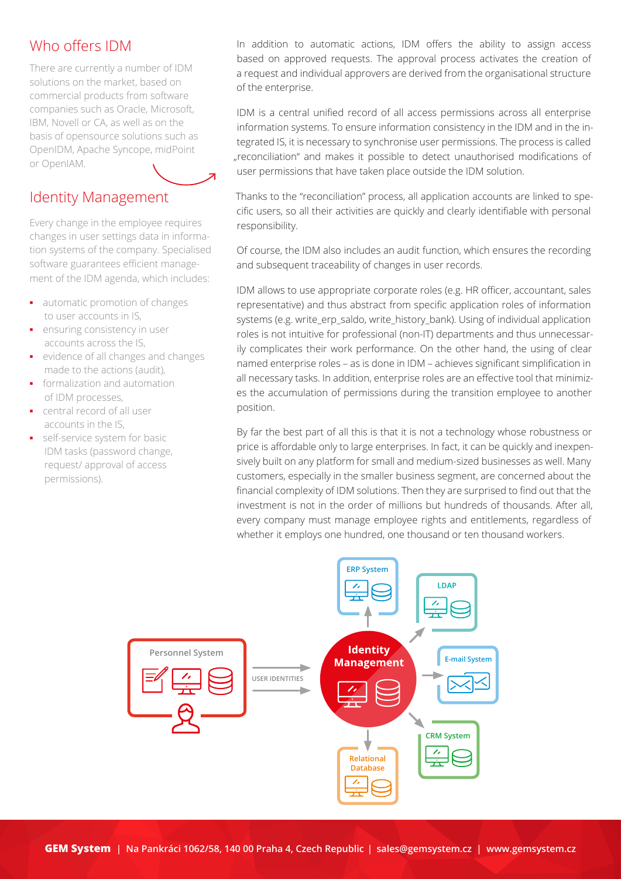## Who offers IDM

There are currently a number of IDM solutions on the market, based on commercial products from software companies such as Oracle, Microsoft, IBM, Novell or CA, as well as on the basis of opensource solutions such as OpenIDM, Apache Syncope, midPoint or OpenIAM.

## Identity Management

Every change in the employee requires changes in user settings data in information systems of the company. Specialised software guarantees efficient management of the IDM agenda, which includes:

- automatic promotion of changes to user accounts in IS,
- ensuring consistency in user accounts across the IS,
- evidence of all changes and changes made to the actions (audit),
- formalization and automation of IDM processes,
- central record of all user accounts in the IS,
- self-service system for basic IDM tasks (password change, request/ approval of access permissions).

In addition to automatic actions, IDM offers the ability to assign access based on approved requests. The approval process activates the creation of a request and individual approvers are derived from the organisational structure of the enterprise.

IDM is a central unified record of all access permissions across all enterprise information systems. To ensure information consistency in the IDM and in the integrated IS, it is necessary to synchronise user permissions. The process is called „reconciliation" and makes it possible to detect unauthorised modifications of user permissions that have taken place outside the IDM solution.

Thanks to the "reconciliation" process, all application accounts are linked to specific users, so all their activities are quickly and clearly identifiable with personal responsibility.

Of course, the IDM also includes an audit function, which ensures the recording and subsequent traceability of changes in user records.

IDM allows to use appropriate corporate roles (e.g. HR officer, accountant, sales representative) and thus abstract from specific application roles of information systems (e.g. write_erp_saldo, write_history_bank). Using of individual application roles is not intuitive for professional (non-IT) departments and thus unnecessarily complicates their work performance. On the other hand, the using of clear named enterprise roles – as is done in IDM – achieves significant simplification in all necessary tasks. In addition, enterprise roles are an effective tool that minimizes the accumulation of permissions during the transition employee to another position.

By far the best part of all this is that it is not a technology whose robustness or price is affordable only to large enterprises. In fact, it can be quickly and inexpensively built on any platform for small and medium-sized businesses as well. Many customers, especially in the smaller business segment, are concerned about the financial complexity of IDM solutions. Then they are surprised to find out that the investment is not in the order of millions but hundreds of thousands. After all, every company must manage employee rights and entitlements, regardless of whether it employs one hundred, one thousand or ten thousand workers.

Personnel System

USER IDENTITIES

Identity Management

ERP System

LDAP

E-mail System

CRM System

Relational Database

**GEM System** | Na Pankráci 1062/58, 140 00 Praha 4, Czech Republic | sales@gemsystem.cz | www.gemsystem.cz